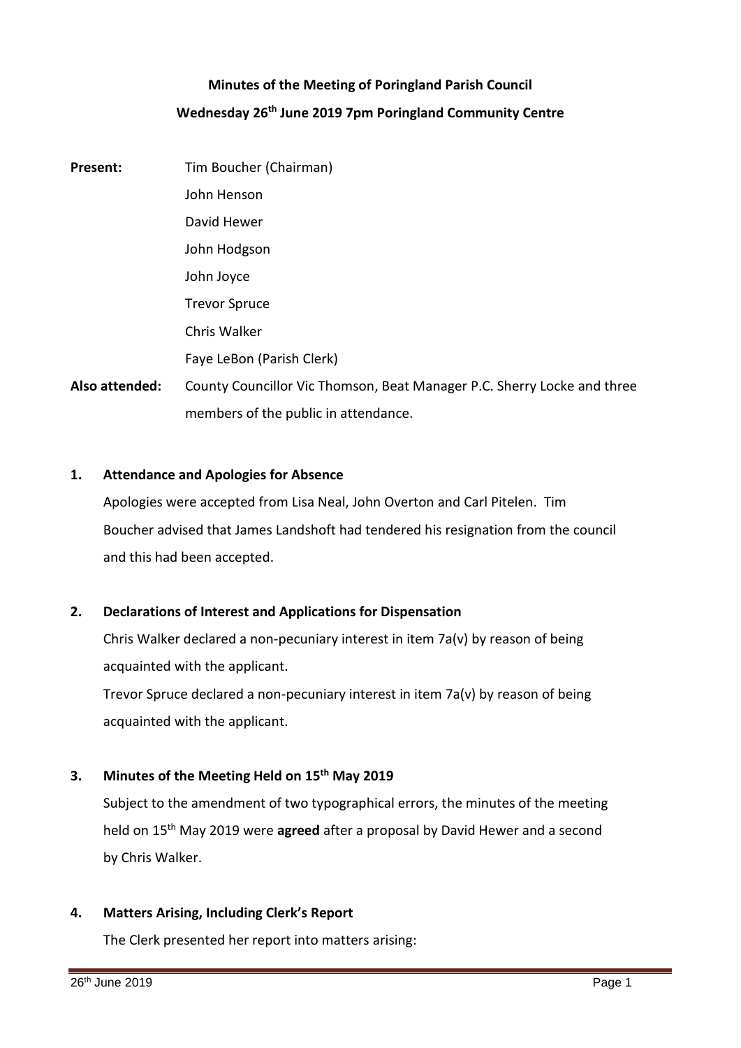**Minutes of the Meeting of Poringland Parish Council**

**Wednesday 26th June 2019 7pm Poringland Community Centre**

**Present:** Tim Boucher (Chairman)
John Henson
David Hewer
John Hodgson
John Joyce
Trevor Spruce
Chris Walker
Faye LeBon (Parish Clerk)

**Also attended:** County Councillor Vic Thomson, Beat Manager P.C. Sherry Locke and three members of the public in attendance.

## 1. Attendance and Apologies for Absence

Apologies were accepted from Lisa Neal, John Overton and Carl Pitelen. Tim Boucher advised that James Landshoft had tendered his resignation from the council and this had been accepted.

## 2. Declarations of Interest and Applications for Dispensation

Chris Walker declared a non-pecuniary interest in item 7a(v) by reason of being acquainted with the applicant.

Trevor Spruce declared a non-pecuniary interest in item 7a(v) by reason of being acquainted with the applicant.

## 3. Minutes of the Meeting Held on 15th May 2019

Subject to the amendment of two typographical errors, the minutes of the meeting held on 15th May 2019 were **agreed** after a proposal by David Hewer and a second by Chris Walker.

## 4. Matters Arising, Including Clerk's Report

The Clerk presented her report into matters arising: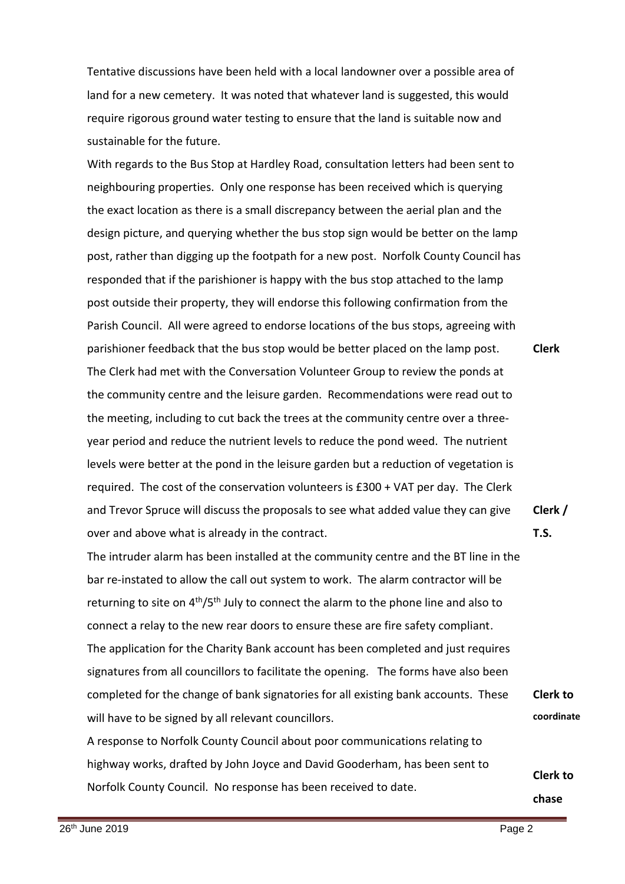Tentative discussions have been held with a local landowner over a possible area of land for a new cemetery. It was noted that whatever land is suggested, this would require rigorous ground water testing to ensure that the land is suitable now and sustainable for the future.

With regards to the Bus Stop at Hardley Road, consultation letters had been sent to neighbouring properties. Only one response has been received which is querying the exact location as there is a small discrepancy between the aerial plan and the design picture, and querying whether the bus stop sign would be better on the lamp post, rather than digging up the footpath for a new post. Norfolk County Council has responded that if the parishioner is happy with the bus stop attached to the lamp post outside their property, they will endorse this following confirmation from the Parish Council. All were agreed to endorse locations of the bus stops, agreeing with parishioner feedback that the bus stop would be better placed on the lamp post. **Clerk**

The Clerk had met with the Conversation Volunteer Group to review the ponds at the community centre and the leisure garden. Recommendations were read out to the meeting, including to cut back the trees at the community centre over a three-year period and reduce the nutrient levels to reduce the pond weed. The nutrient levels were better at the pond in the leisure garden but a reduction of vegetation is required. The cost of the conservation volunteers is £300 + VAT per day. The Clerk and Trevor Spruce will discuss the proposals to see what added value they can give over and above what is already in the contract. **Clerk / T.S.**

The intruder alarm has been installed at the community centre and the BT line in the bar re-instated to allow the call out system to work. The alarm contractor will be returning to site on 4th/5th July to connect the alarm to the phone line and also to connect a relay to the new rear doors to ensure these are fire safety compliant.

The application for the Charity Bank account has been completed and just requires signatures from all councillors to facilitate the opening. The forms have also been completed for the change of bank signatories for all existing bank accounts. These will have to be signed by all relevant councillors. **Clerk to coordinate**

A response to Norfolk County Council about poor communications relating to highway works, drafted by John Joyce and David Gooderham, has been sent to Norfolk County Council. No response has been received to date. **Clerk to chase**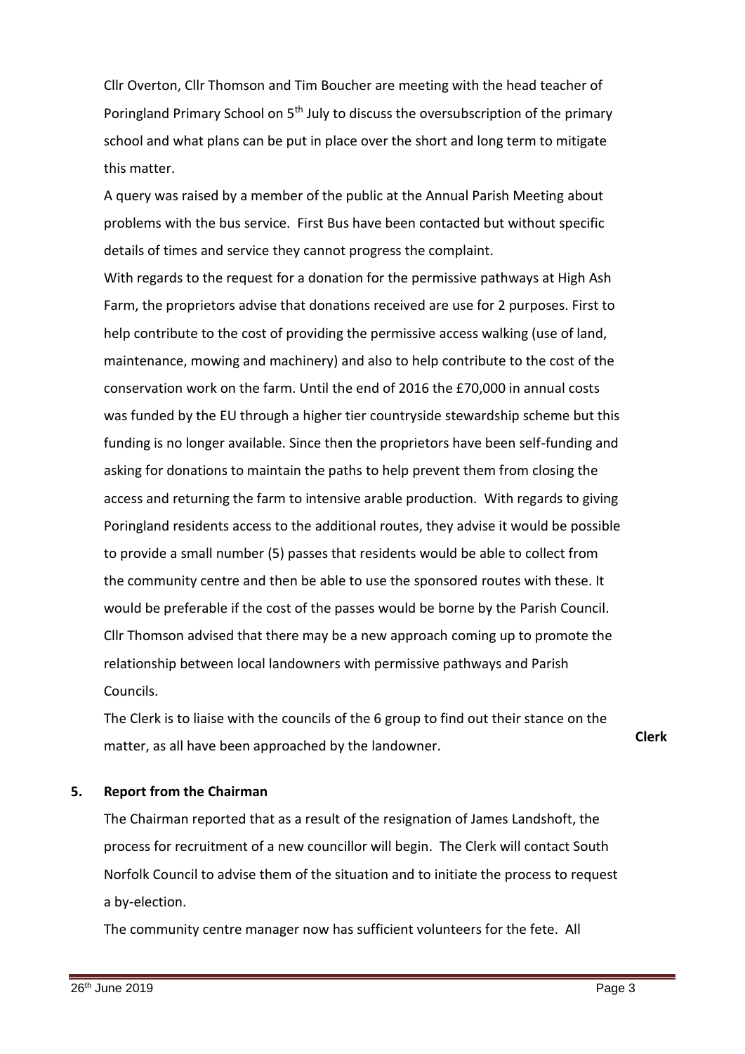Cllr Overton, Cllr Thomson and Tim Boucher are meeting with the head teacher of Poringland Primary School on 5th July to discuss the oversubscription of the primary school and what plans can be put in place over the short and long term to mitigate this matter.

A query was raised by a member of the public at the Annual Parish Meeting about problems with the bus service. First Bus have been contacted but without specific details of times and service they cannot progress the complaint.

With regards to the request for a donation for the permissive pathways at High Ash Farm, the proprietors advise that donations received are use for 2 purposes. First to help contribute to the cost of providing the permissive access walking (use of land, maintenance, mowing and machinery) and also to help contribute to the cost of the conservation work on the farm. Until the end of 2016 the £70,000 in annual costs was funded by the EU through a higher tier countryside stewardship scheme but this funding is no longer available. Since then the proprietors have been self-funding and asking for donations to maintain the paths to help prevent them from closing the access and returning the farm to intensive arable production. With regards to giving Poringland residents access to the additional routes, they advise it would be possible to provide a small number (5) passes that residents would be able to collect from the community centre and then be able to use the sponsored routes with these. It would be preferable if the cost of the passes would be borne by the Parish Council. Cllr Thomson advised that there may be a new approach coming up to promote the relationship between local landowners with permissive pathways and Parish Councils.

The Clerk is to liaise with the councils of the 6 group to find out their stance on the matter, as all have been approached by the landowner. **Clerk**

## 5. Report from the Chairman

The Chairman reported that as a result of the resignation of James Landshoft, the process for recruitment of a new councillor will begin. The Clerk will contact South Norfolk Council to advise them of the situation and to initiate the process to request a by-election.

The community centre manager now has sufficient volunteers for the fete. All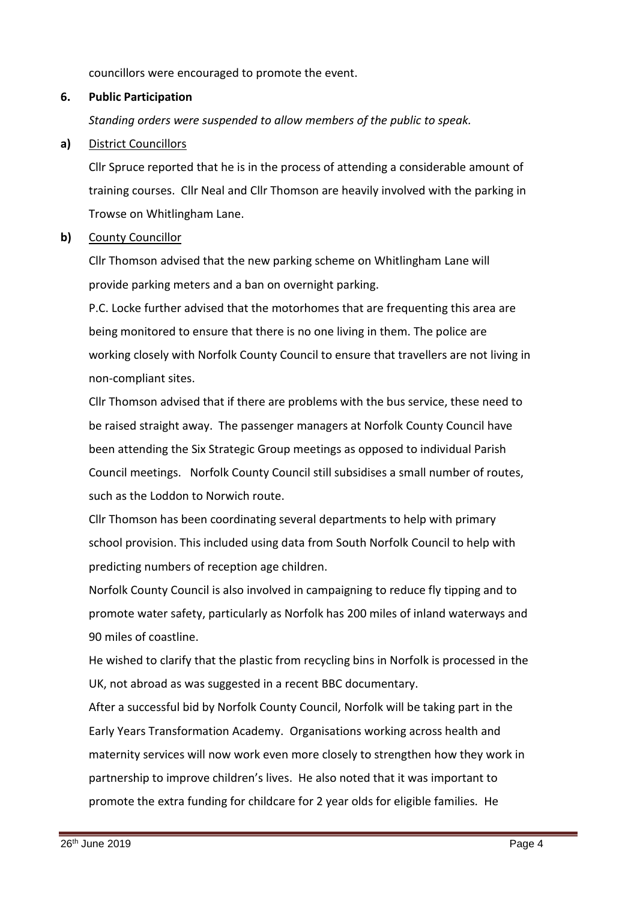councillors were encouraged to promote the event.

**6. Public Participation**

*Standing orders were suspended to allow members of the public to speak.*

**a)** District Councillors

Cllr Spruce reported that he is in the process of attending a considerable amount of training courses. Cllr Neal and Cllr Thomson are heavily involved with the parking in Trowse on Whitlingham Lane.

**b)** County Councillor

Cllr Thomson advised that the new parking scheme on Whitlingham Lane will provide parking meters and a ban on overnight parking.

P.C. Locke further advised that the motorhomes that are frequenting this area are being monitored to ensure that there is no one living in them. The police are working closely with Norfolk County Council to ensure that travellers are not living in non-compliant sites.

Cllr Thomson advised that if there are problems with the bus service, these need to be raised straight away. The passenger managers at Norfolk County Council have been attending the Six Strategic Group meetings as opposed to individual Parish Council meetings. Norfolk County Council still subsidises a small number of routes, such as the Loddon to Norwich route.

Cllr Thomson has been coordinating several departments to help with primary school provision. This included using data from South Norfolk Council to help with predicting numbers of reception age children.

Norfolk County Council is also involved in campaigning to reduce fly tipping and to promote water safety, particularly as Norfolk has 200 miles of inland waterways and 90 miles of coastline.

He wished to clarify that the plastic from recycling bins in Norfolk is processed in the UK, not abroad as was suggested in a recent BBC documentary.

After a successful bid by Norfolk County Council, Norfolk will be taking part in the Early Years Transformation Academy. Organisations working across health and maternity services will now work even more closely to strengthen how they work in partnership to improve children's lives. He also noted that it was important to promote the extra funding for childcare for 2 year olds for eligible families. He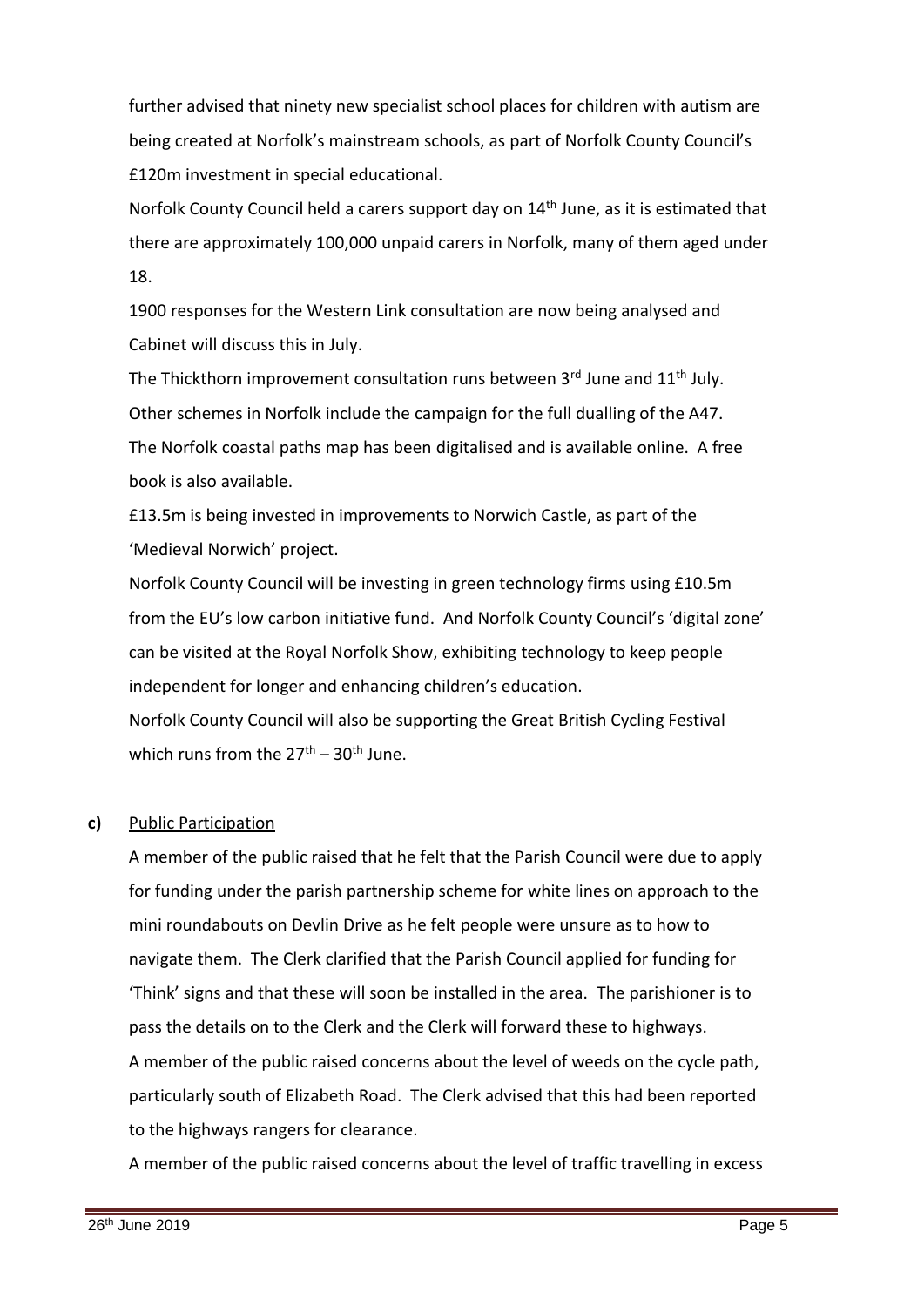further advised that ninety new specialist school places for children with autism are being created at Norfolk's mainstream schools, as part of Norfolk County Council's £120m investment in special educational.

Norfolk County Council held a carers support day on 14th June, as it is estimated that there are approximately 100,000 unpaid carers in Norfolk, many of them aged under 18.

1900 responses for the Western Link consultation are now being analysed and Cabinet will discuss this in July.

The Thickthorn improvement consultation runs between 3rd June and 11th July.

Other schemes in Norfolk include the campaign for the full dualling of the A47.

The Norfolk coastal paths map has been digitalised and is available online. A free book is also available.

£13.5m is being invested in improvements to Norwich Castle, as part of the 'Medieval Norwich' project.

Norfolk County Council will be investing in green technology firms using £10.5m from the EU's low carbon initiative fund. And Norfolk County Council's 'digital zone' can be visited at the Royal Norfolk Show, exhibiting technology to keep people independent for longer and enhancing children's education.

Norfolk County Council will also be supporting the Great British Cycling Festival which runs from the 27th – 30th June.

**c)** Public Participation

A member of the public raised that he felt that the Parish Council were due to apply for funding under the parish partnership scheme for white lines on approach to the mini roundabouts on Devlin Drive as he felt people were unsure as to how to navigate them. The Clerk clarified that the Parish Council applied for funding for 'Think' signs and that these will soon be installed in the area. The parishioner is to pass the details on to the Clerk and the Clerk will forward these to highways.

A member of the public raised concerns about the level of weeds on the cycle path, particularly south of Elizabeth Road. The Clerk advised that this had been reported to the highways rangers for clearance.

A member of the public raised concerns about the level of traffic travelling in excess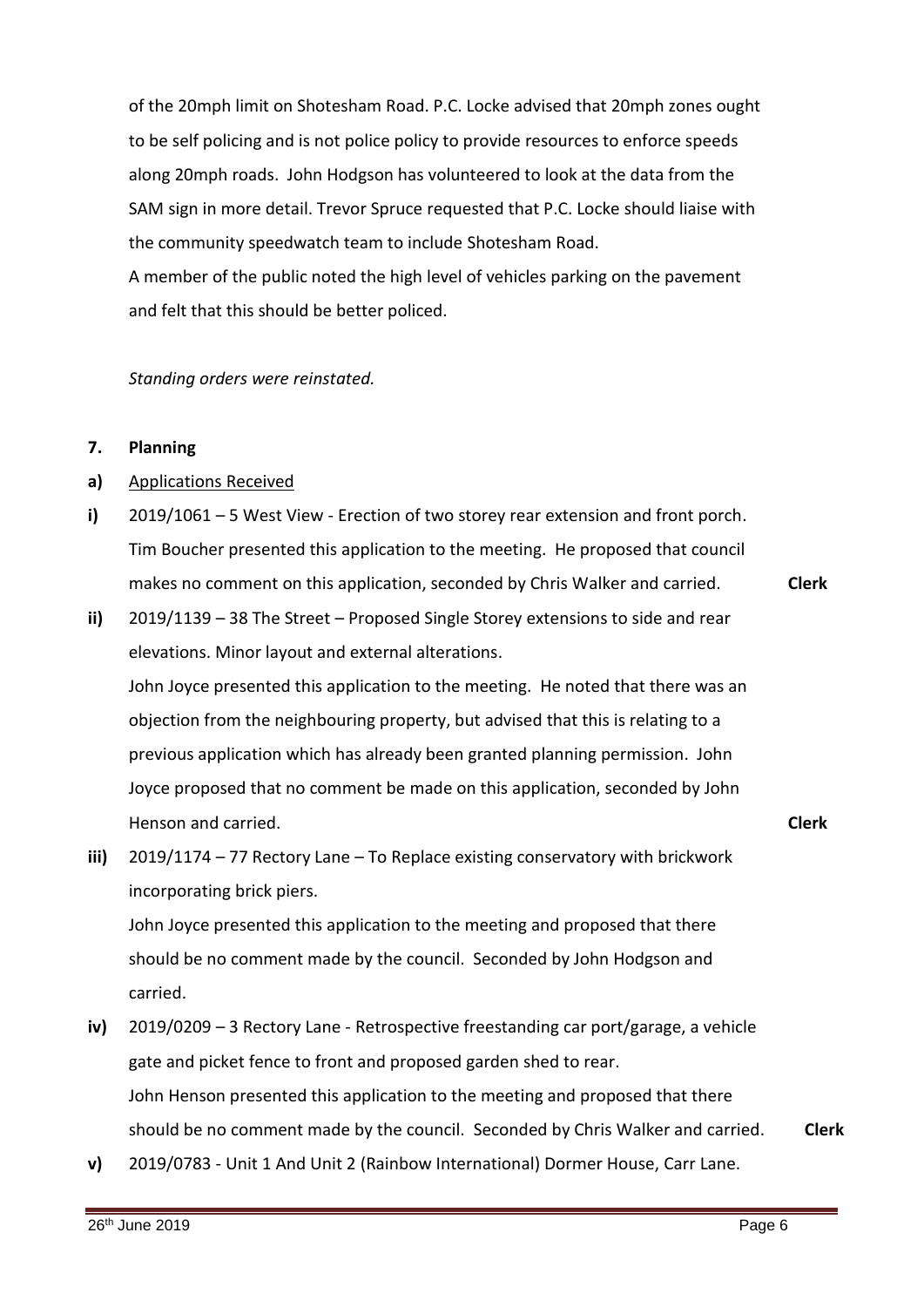of the 20mph limit on Shotesham Road. P.C. Locke advised that 20mph zones ought to be self policing and is not police policy to provide resources to enforce speeds along 20mph roads. John Hodgson has volunteered to look at the data from the SAM sign in more detail. Trevor Spruce requested that P.C. Locke should liaise with the community speedwatch team to include Shotesham Road.

A member of the public noted the high level of vehicles parking on the pavement and felt that this should be better policed.

*Standing orders were reinstated.*

**7. Planning**

**a)** Applications Received

**i)** 2019/1061 – 5 West View - Erection of two storey rear extension and front porch. Tim Boucher presented this application to the meeting. He proposed that council makes no comment on this application, seconded by Chris Walker and carried. **Clerk**

**ii)** 2019/1139 – 38 The Street – Proposed Single Storey extensions to side and rear elevations. Minor layout and external alterations.
John Joyce presented this application to the meeting. He noted that there was an objection from the neighbouring property, but advised that this is relating to a previous application which has already been granted planning permission. John Joyce proposed that no comment be made on this application, seconded by John Henson and carried. **Clerk**

**iii)** 2019/1174 – 77 Rectory Lane – To Replace existing conservatory with brickwork incorporating brick piers.
John Joyce presented this application to the meeting and proposed that there should be no comment made by the council. Seconded by John Hodgson and carried.

**iv)** 2019/0209 – 3 Rectory Lane - Retrospective freestanding car port/garage, a vehicle gate and picket fence to front and proposed garden shed to rear.
John Henson presented this application to the meeting and proposed that there should be no comment made by the council. Seconded by Chris Walker and carried. **Clerk**

**v)** 2019/0783 - Unit 1 And Unit 2 (Rainbow International) Dormer House, Carr Lane.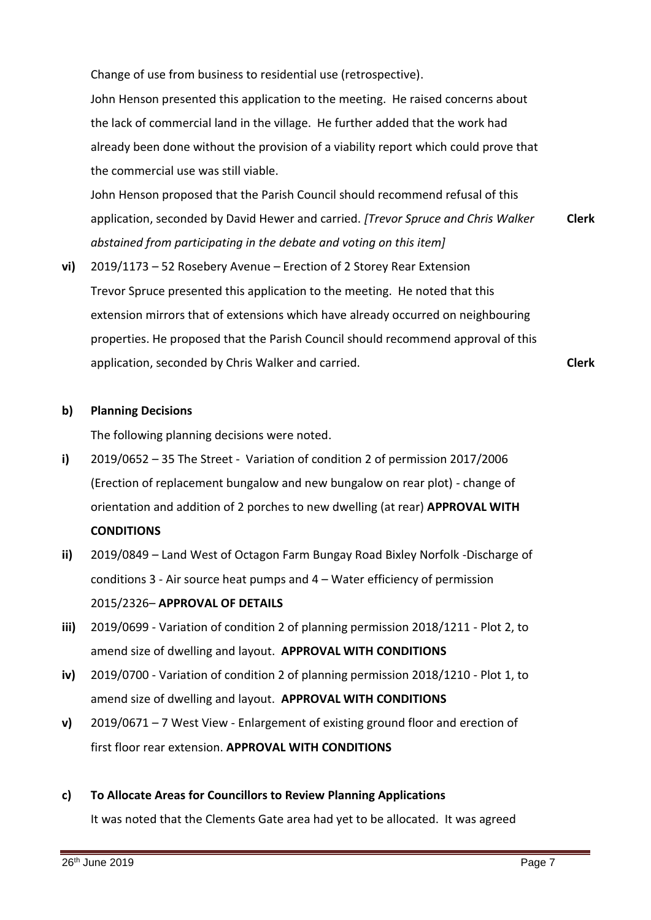Change of use from business to residential use (retrospective).

John Henson presented this application to the meeting. He raised concerns about the lack of commercial land in the village. He further added that the work had already been done without the provision of a viability report which could prove that the commercial use was still viable.

John Henson proposed that the Parish Council should recommend refusal of this application, seconded by David Hewer and carried. *[Trevor Spruce and Chris Walker abstained from participating in the debate and voting on this item]* **Clerk**

**vi)** 2019/1173 – 52 Rosebery Avenue – Erection of 2 Storey Rear Extension

Trevor Spruce presented this application to the meeting. He noted that this extension mirrors that of extensions which have already occurred on neighbouring properties. He proposed that the Parish Council should recommend approval of this application, seconded by Chris Walker and carried. **Clerk**

**b) Planning Decisions**

The following planning decisions were noted.

**i)** 2019/0652 – 35 The Street - Variation of condition 2 of permission 2017/2006 (Erection of replacement bungalow and new bungalow on rear plot) - change of orientation and addition of 2 porches to new dwelling (at rear) **APPROVAL WITH CONDITIONS**

**ii)** 2019/0849 – Land West of Octagon Farm Bungay Road Bixley Norfolk -Discharge of conditions 3 - Air source heat pumps and 4 – Water efficiency of permission 2015/2326– **APPROVAL OF DETAILS**

**iii)** 2019/0699 - Variation of condition 2 of planning permission 2018/1211 - Plot 2, to amend size of dwelling and layout. **APPROVAL WITH CONDITIONS**

**iv)** 2019/0700 - Variation of condition 2 of planning permission 2018/1210 - Plot 1, to amend size of dwelling and layout. **APPROVAL WITH CONDITIONS**

**v)** 2019/0671 – 7 West View - Enlargement of existing ground floor and erection of first floor rear extension. **APPROVAL WITH CONDITIONS**

**c) To Allocate Areas for Councillors to Review Planning Applications**

It was noted that the Clements Gate area had yet to be allocated. It was agreed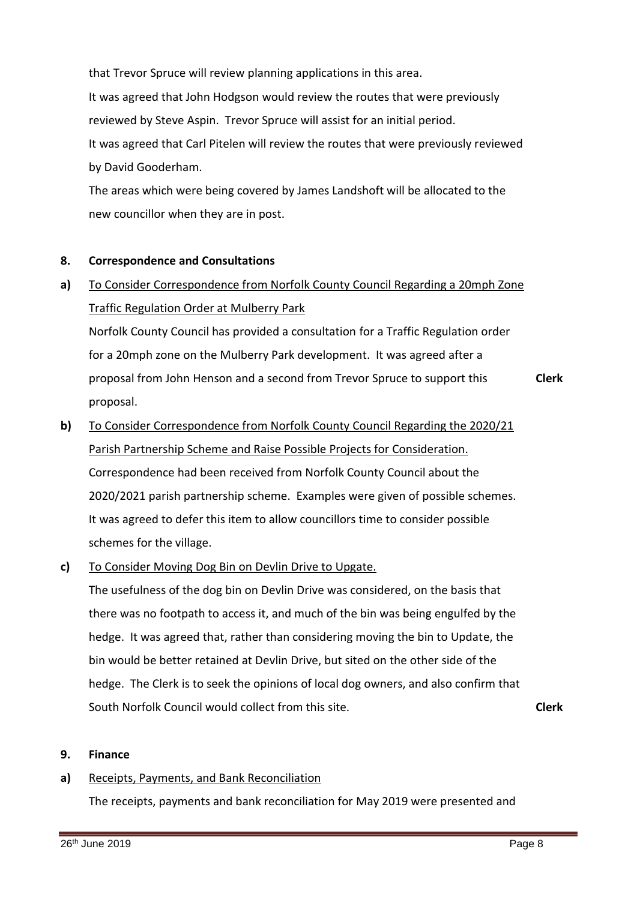that Trevor Spruce will review planning applications in this area.

It was agreed that John Hodgson would review the routes that were previously reviewed by Steve Aspin. Trevor Spruce will assist for an initial period.

It was agreed that Carl Pitelen will review the routes that were previously reviewed by David Gooderham.

The areas which were being covered by James Landshoft will be allocated to the new councillor when they are in post.

**8. Correspondence and Consultations**

**a)** To Consider Correspondence from Norfolk County Council Regarding a 20mph Zone Traffic Regulation Order at Mulberry Park

Norfolk County Council has provided a consultation for a Traffic Regulation order for a 20mph zone on the Mulberry Park development. It was agreed after a proposal from John Henson and a second from Trevor Spruce to support this proposal. **Clerk**

**b)** To Consider Correspondence from Norfolk County Council Regarding the 2020/21 Parish Partnership Scheme and Raise Possible Projects for Consideration.

Correspondence had been received from Norfolk County Council about the 2020/2021 parish partnership scheme. Examples were given of possible schemes. It was agreed to defer this item to allow councillors time to consider possible schemes for the village.

**c)** To Consider Moving Dog Bin on Devlin Drive to Upgate.

The usefulness of the dog bin on Devlin Drive was considered, on the basis that there was no footpath to access it, and much of the bin was being engulfed by the hedge. It was agreed that, rather than considering moving the bin to Update, the bin would be better retained at Devlin Drive, but sited on the other side of the hedge. The Clerk is to seek the opinions of local dog owners, and also confirm that South Norfolk Council would collect from this site. **Clerk**

**9. Finance**

**a)** Receipts, Payments, and Bank Reconciliation

The receipts, payments and bank reconciliation for May 2019 were presented and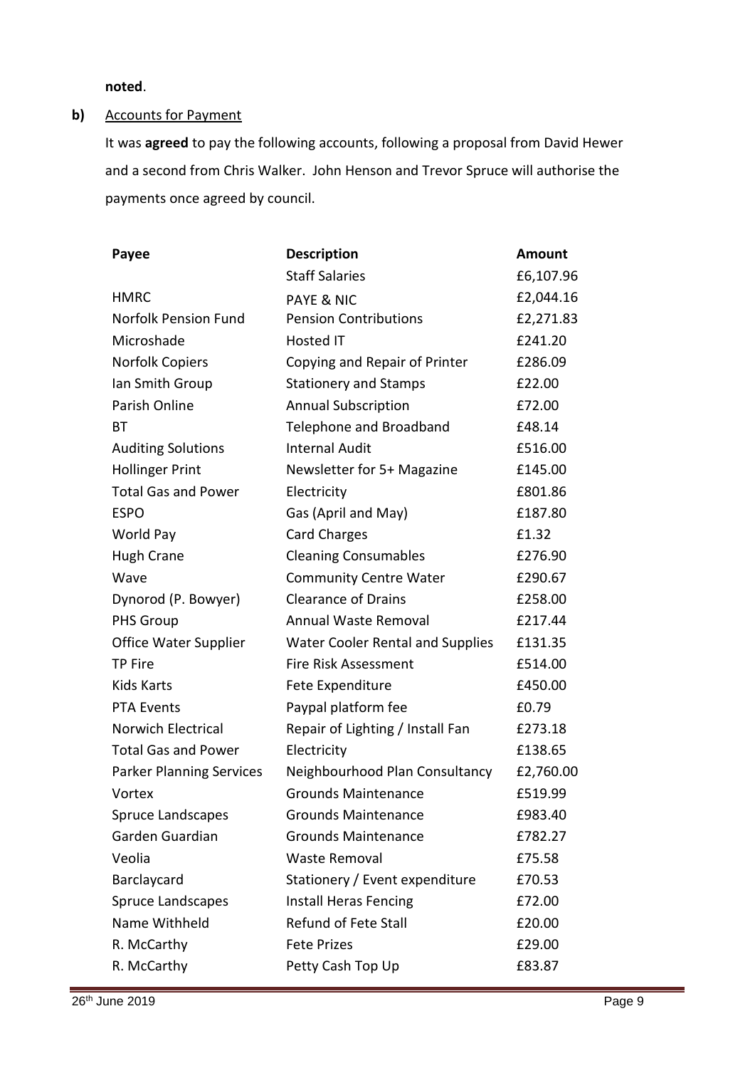**noted**.

**b)** <u>Accounts for Payment</u>

It was **agreed** to pay the following accounts, following a proposal from David Hewer and a second from Chris Walker. John Henson and Trevor Spruce will authorise the payments once agreed by council.

| Payee | Description | Amount |
|---|---|---|
| | Staff Salaries | £6,107.96 |
| HMRC | PAYE & NIC | £2,044.16 |
| Norfolk Pension Fund | Pension Contributions | £2,271.83 |
| Microshade | Hosted IT | £241.20 |
| Norfolk Copiers | Copying and Repair of Printer | £286.09 |
| Ian Smith Group | Stationery and Stamps | £22.00 |
| Parish Online | Annual Subscription | £72.00 |
| BT | Telephone and Broadband | £48.14 |
| Auditing Solutions | Internal Audit | £516.00 |
| Hollinger Print | Newsletter for 5+ Magazine | £145.00 |
| Total Gas and Power | Electricity | £801.86 |
| ESPO | Gas (April and May) | £187.80 |
| World Pay | Card Charges | £1.32 |
| Hugh Crane | Cleaning Consumables | £276.90 |
| Wave | Community Centre Water | £290.67 |
| Dynorod (P. Bowyer) | Clearance of Drains | £258.00 |
| PHS Group | Annual Waste Removal | £217.44 |
| Office Water Supplier | Water Cooler Rental and Supplies | £131.35 |
| TP Fire | Fire Risk Assessment | £514.00 |
| Kids Karts | Fete Expenditure | £450.00 |
| PTA Events | Paypal platform fee | £0.79 |
| Norwich Electrical | Repair of Lighting / Install Fan | £273.18 |
| Total Gas and Power | Electricity | £138.65 |
| Parker Planning Services | Neighbourhood Plan Consultancy | £2,760.00 |
| Vortex | Grounds Maintenance | £519.99 |
| Spruce Landscapes | Grounds Maintenance | £983.40 |
| Garden Guardian | Grounds Maintenance | £782.27 |
| Veolia | Waste Removal | £75.58 |
| Barclaycard | Stationery / Event expenditure | £70.53 |
| Spruce Landscapes | Install Heras Fencing | £72.00 |
| Name Withheld | Refund of Fete Stall | £20.00 |
| R. McCarthy | Fete Prizes | £29.00 |
| R. McCarthy | Petty Cash Top Up | £83.87 |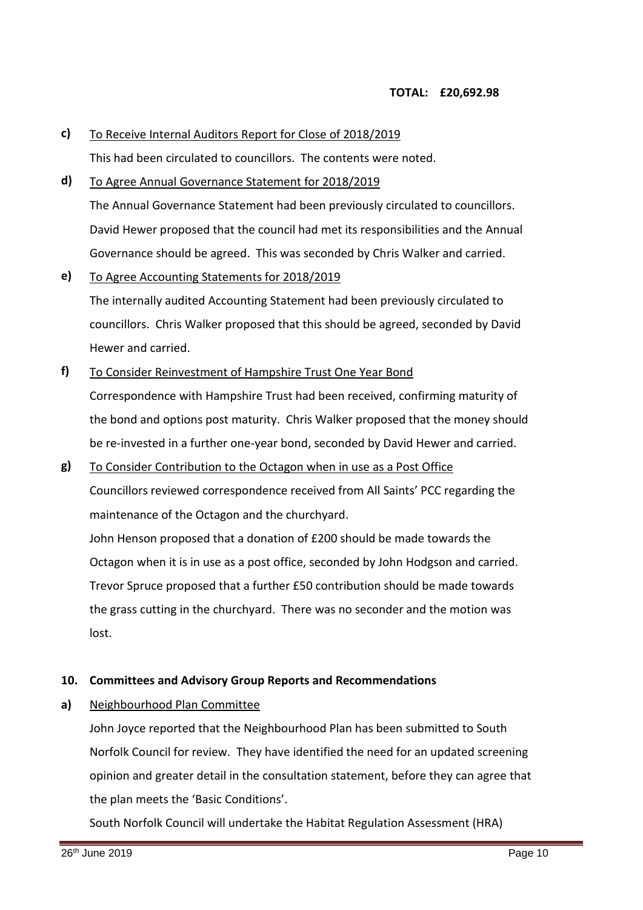**TOTAL: £20,692.98**

**c)** <u>To Receive Internal Auditors Report for Close of 2018/2019</u>

This had been circulated to councillors. The contents were noted.

**d)** <u>To Agree Annual Governance Statement for 2018/2019</u>

The Annual Governance Statement had been previously circulated to councillors. David Hewer proposed that the council had met its responsibilities and the Annual Governance should be agreed. This was seconded by Chris Walker and carried.

**e)** <u>To Agree Accounting Statements for 2018/2019</u>

The internally audited Accounting Statement had been previously circulated to councillors. Chris Walker proposed that this should be agreed, seconded by David Hewer and carried.

**f)** <u>To Consider Reinvestment of Hampshire Trust One Year Bond</u>

Correspondence with Hampshire Trust had been received, confirming maturity of the bond and options post maturity. Chris Walker proposed that the money should be re-invested in a further one-year bond, seconded by David Hewer and carried.

**g)** <u>To Consider Contribution to the Octagon when in use as a Post Office</u>

Councillors reviewed correspondence received from All Saints' PCC regarding the maintenance of the Octagon and the churchyard.

John Henson proposed that a donation of £200 should be made towards the Octagon when it is in use as a post office, seconded by John Hodgson and carried. Trevor Spruce proposed that a further £50 contribution should be made towards the grass cutting in the churchyard. There was no seconder and the motion was lost.

**10. Committees and Advisory Group Reports and Recommendations**

**a)** <u>Neighbourhood Plan Committee</u>

John Joyce reported that the Neighbourhood Plan has been submitted to South Norfolk Council for review. They have identified the need for an updated screening opinion and greater detail in the consultation statement, before they can agree that the plan meets the 'Basic Conditions'.

South Norfolk Council will undertake the Habitat Regulation Assessment (HRA)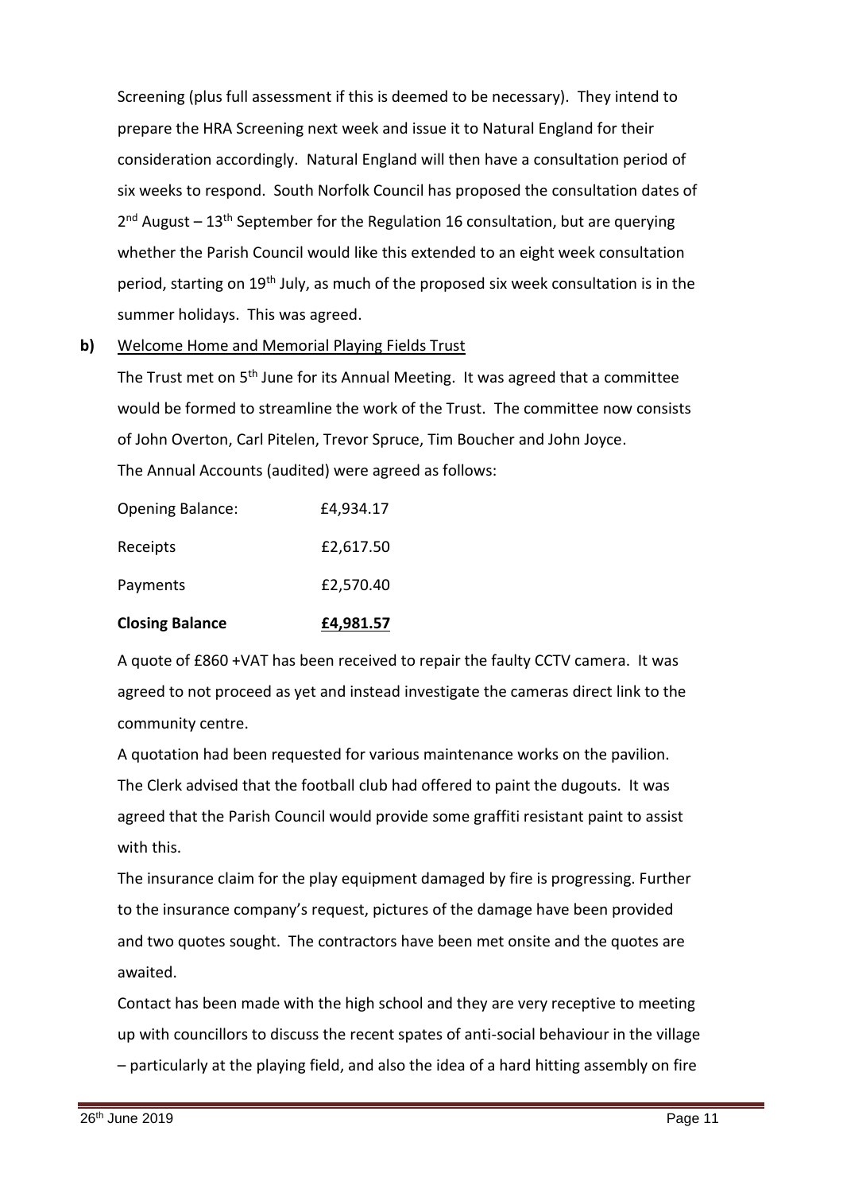Screening (plus full assessment if this is deemed to be necessary). They intend to prepare the HRA Screening next week and issue it to Natural England for their consideration accordingly. Natural England will then have a consultation period of six weeks to respond. South Norfolk Council has proposed the consultation dates of 2nd August – 13th September for the Regulation 16 consultation, but are querying whether the Parish Council would like this extended to an eight week consultation period, starting on 19th July, as much of the proposed six week consultation is in the summer holidays. This was agreed.

**b)** Welcome Home and Memorial Playing Fields Trust

The Trust met on 5th June for its Annual Meeting. It was agreed that a committee would be formed to streamline the work of the Trust. The committee now consists of John Overton, Carl Pitelen, Trevor Spruce, Tim Boucher and John Joyce.

The Annual Accounts (audited) were agreed as follows:

| | |
|---|---|
| Opening Balance: | £4,934.17 |
| Receipts | £2,617.50 |
| Payments | £2,570.40 |
| **Closing Balance** | **£4,981.57** |

A quote of £860 +VAT has been received to repair the faulty CCTV camera. It was agreed to not proceed as yet and instead investigate the cameras direct link to the community centre.

A quotation had been requested for various maintenance works on the pavilion. The Clerk advised that the football club had offered to paint the dugouts. It was agreed that the Parish Council would provide some graffiti resistant paint to assist with this.

The insurance claim for the play equipment damaged by fire is progressing. Further to the insurance company's request, pictures of the damage have been provided and two quotes sought. The contractors have been met onsite and the quotes are awaited.

Contact has been made with the high school and they are very receptive to meeting up with councillors to discuss the recent spates of anti-social behaviour in the village – particularly at the playing field, and also the idea of a hard hitting assembly on fire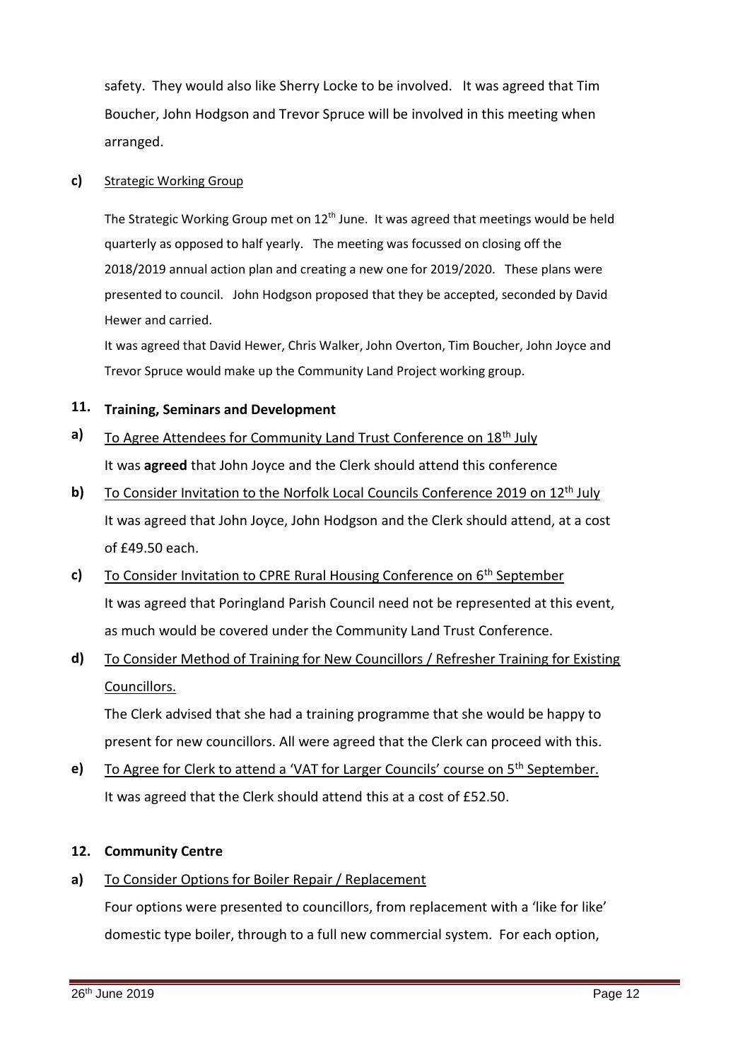safety. They would also like Sherry Locke to be involved. It was agreed that Tim Boucher, John Hodgson and Trevor Spruce will be involved in this meeting when arranged.

**c)** Strategic Working Group

The Strategic Working Group met on 12th June. It was agreed that meetings would be held quarterly as opposed to half yearly. The meeting was focussed on closing off the 2018/2019 annual action plan and creating a new one for 2019/2020. These plans were presented to council. John Hodgson proposed that they be accepted, seconded by David Hewer and carried.

It was agreed that David Hewer, Chris Walker, John Overton, Tim Boucher, John Joyce and Trevor Spruce would make up the Community Land Project working group.

## 11. Training, Seminars and Development

**a)** To Agree Attendees for Community Land Trust Conference on 18th July

It was **agreed** that John Joyce and the Clerk should attend this conference

**b)** To Consider Invitation to the Norfolk Local Councils Conference 2019 on 12th July

It was agreed that John Joyce, John Hodgson and the Clerk should attend, at a cost of £49.50 each.

**c)** To Consider Invitation to CPRE Rural Housing Conference on 6th September

It was agreed that Poringland Parish Council need not be represented at this event, as much would be covered under the Community Land Trust Conference.

**d)** To Consider Method of Training for New Councillors / Refresher Training for Existing Councillors.

The Clerk advised that she had a training programme that she would be happy to present for new councillors. All were agreed that the Clerk can proceed with this.

**e)** To Agree for Clerk to attend a 'VAT for Larger Councils' course on 5th September.

It was agreed that the Clerk should attend this at a cost of £52.50.

## 12. Community Centre

**a)** To Consider Options for Boiler Repair / Replacement

Four options were presented to councillors, from replacement with a 'like for like' domestic type boiler, through to a full new commercial system. For each option,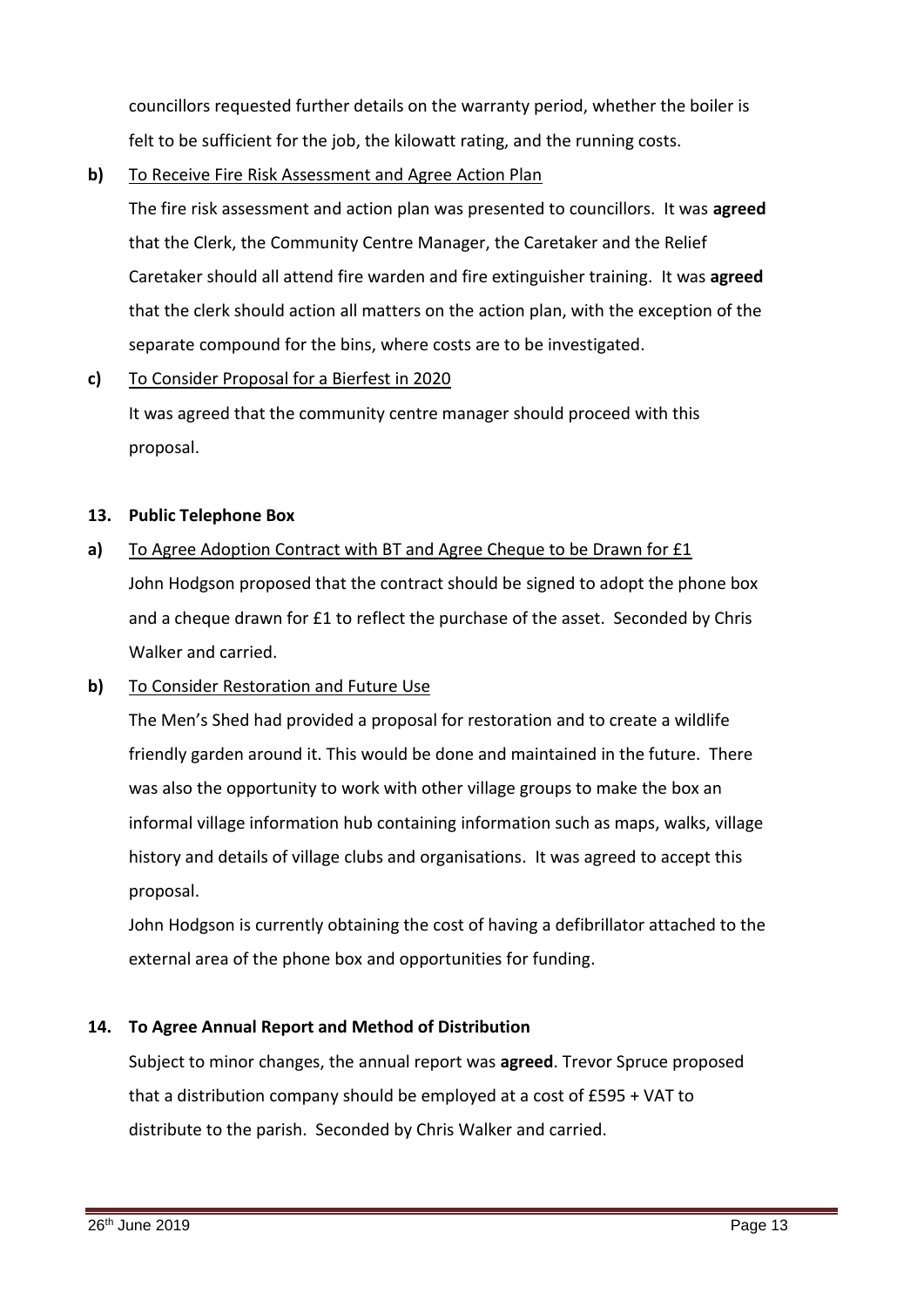councillors requested further details on the warranty period, whether the boiler is felt to be sufficient for the job, the kilowatt rating, and the running costs.

**b)** To Receive Fire Risk Assessment and Agree Action Plan

The fire risk assessment and action plan was presented to councillors. It was **agreed** that the Clerk, the Community Centre Manager, the Caretaker and the Relief Caretaker should all attend fire warden and fire extinguisher training. It was **agreed** that the clerk should action all matters on the action plan, with the exception of the separate compound for the bins, where costs are to be investigated.

**c)** To Consider Proposal for a Bierfest in 2020

It was agreed that the community centre manager should proceed with this proposal.

**13. Public Telephone Box**

**a)** To Agree Adoption Contract with BT and Agree Cheque to be Drawn for £1

John Hodgson proposed that the contract should be signed to adopt the phone box and a cheque drawn for £1 to reflect the purchase of the asset. Seconded by Chris Walker and carried.

**b)** To Consider Restoration and Future Use

The Men's Shed had provided a proposal for restoration and to create a wildlife friendly garden around it. This would be done and maintained in the future. There was also the opportunity to work with other village groups to make the box an informal village information hub containing information such as maps, walks, village history and details of village clubs and organisations. It was agreed to accept this proposal.

John Hodgson is currently obtaining the cost of having a defibrillator attached to the external area of the phone box and opportunities for funding.

**14. To Agree Annual Report and Method of Distribution**

Subject to minor changes, the annual report was **agreed**. Trevor Spruce proposed that a distribution company should be employed at a cost of £595 + VAT to distribute to the parish. Seconded by Chris Walker and carried.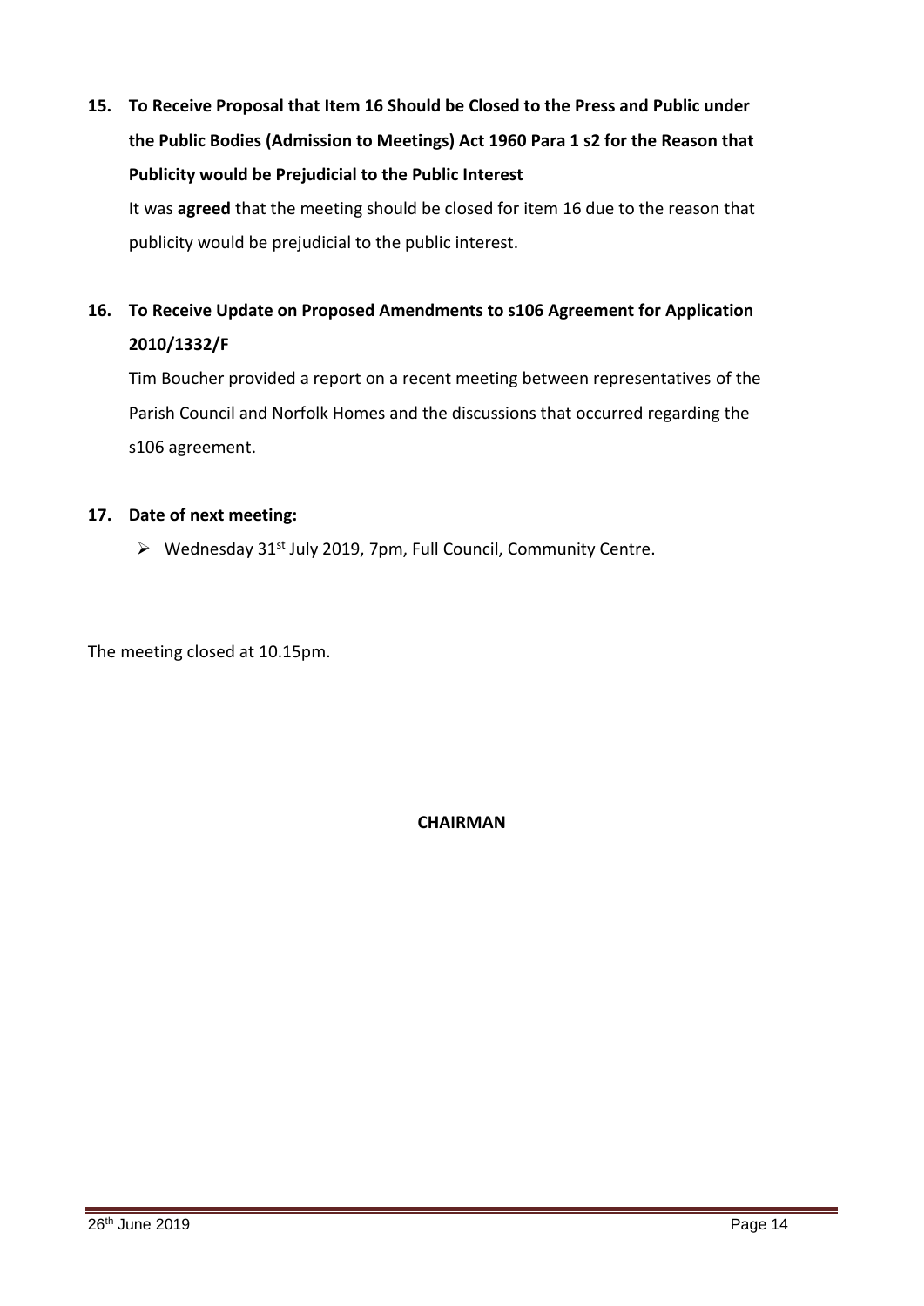**15. To Receive Proposal that Item 16 Should be Closed to the Press and Public under the Public Bodies (Admission to Meetings) Act 1960 Para 1 s2 for the Reason that Publicity would be Prejudicial to the Public Interest**

It was **agreed** that the meeting should be closed for item 16 due to the reason that publicity would be prejudicial to the public interest.

**16. To Receive Update on Proposed Amendments to s106 Agreement for Application 2010/1332/F**

Tim Boucher provided a report on a recent meeting between representatives of the Parish Council and Norfolk Homes and the discussions that occurred regarding the s106 agreement.

**17. Date of next meeting:**

- Wednesday 31st July 2019, 7pm, Full Council, Community Centre.

The meeting closed at 10.15pm.

**CHAIRMAN**